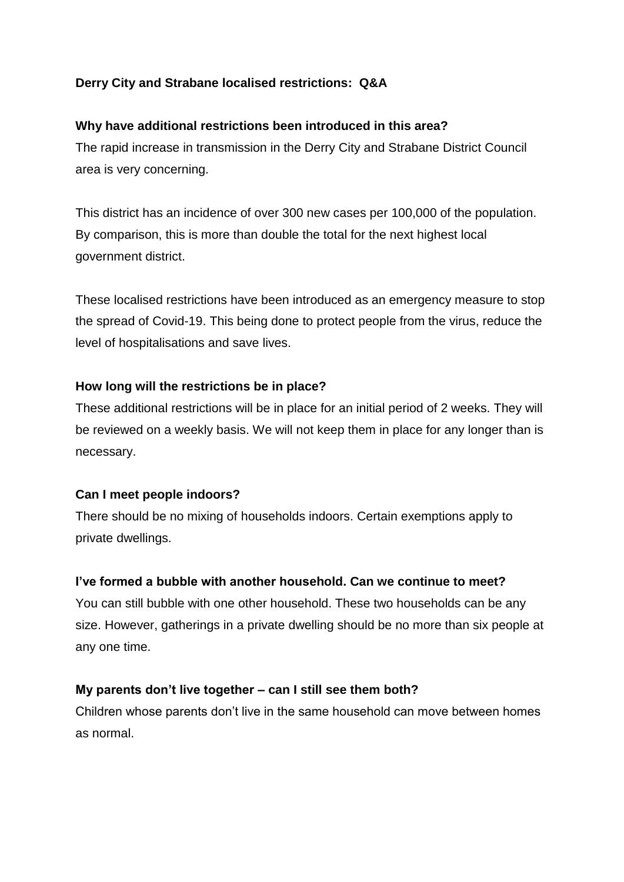# Derry City and Strabane localised restrictions: Q&A

## Why have additional restrictions been introduced in this area?

The rapid increase in transmission in the Derry City and Strabane District Council area is very concerning.

This district has an incidence of over 300 new cases per 100,000 of the population. By comparison, this is more than double the total for the next highest local government district.

These localised restrictions have been introduced as an emergency measure to stop the spread of Covid-19. This being done to protect people from the virus, reduce the level of hospitalisations and save lives.

## How long will the restrictions be in place?

These additional restrictions will be in place for an initial period of 2 weeks. They will be reviewed on a weekly basis. We will not keep them in place for any longer than is necessary.

## Can I meet people indoors?

There should be no mixing of households indoors. Certain exemptions apply to private dwellings.

## I've formed a bubble with another household. Can we continue to meet?

You can still bubble with one other household. These two households can be any size. However, gatherings in a private dwelling should be no more than six people at any one time.

## My parents don't live together – can I still see them both?

Children whose parents don't live in the same household can move between homes as normal.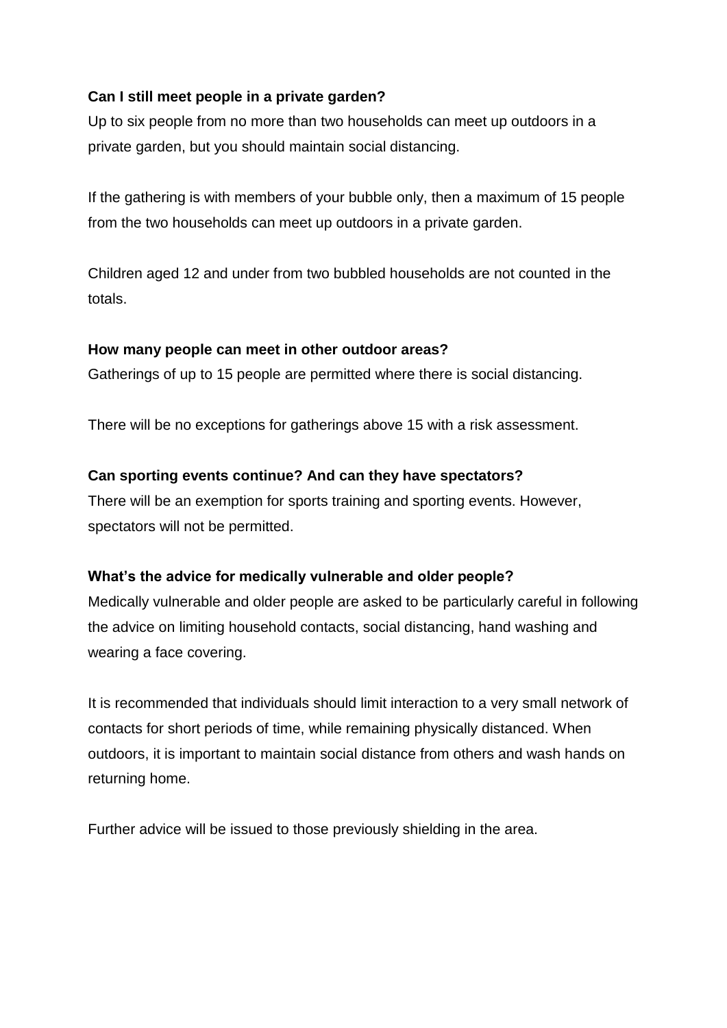**Can I still meet people in a private garden?**

Up to six people from no more than two households can meet up outdoors in a private garden, but you should maintain social distancing.

If the gathering is with members of your bubble only, then a maximum of 15 people from the two households can meet up outdoors in a private garden.

Children aged 12 and under from two bubbled households are not counted in the totals.

**How many people can meet in other outdoor areas?**

Gatherings of up to 15 people are permitted where there is social distancing.

There will be no exceptions for gatherings above 15 with a risk assessment.

**Can sporting events continue? And can they have spectators?**

There will be an exemption for sports training and sporting events. However, spectators will not be permitted.

**What's the advice for medically vulnerable and older people?**

Medically vulnerable and older people are asked to be particularly careful in following the advice on limiting household contacts, social distancing, hand washing and wearing a face covering.

It is recommended that individuals should limit interaction to a very small network of contacts for short periods of time, while remaining physically distanced. When outdoors, it is important to maintain social distance from others and wash hands on returning home.

Further advice will be issued to those previously shielding in the area.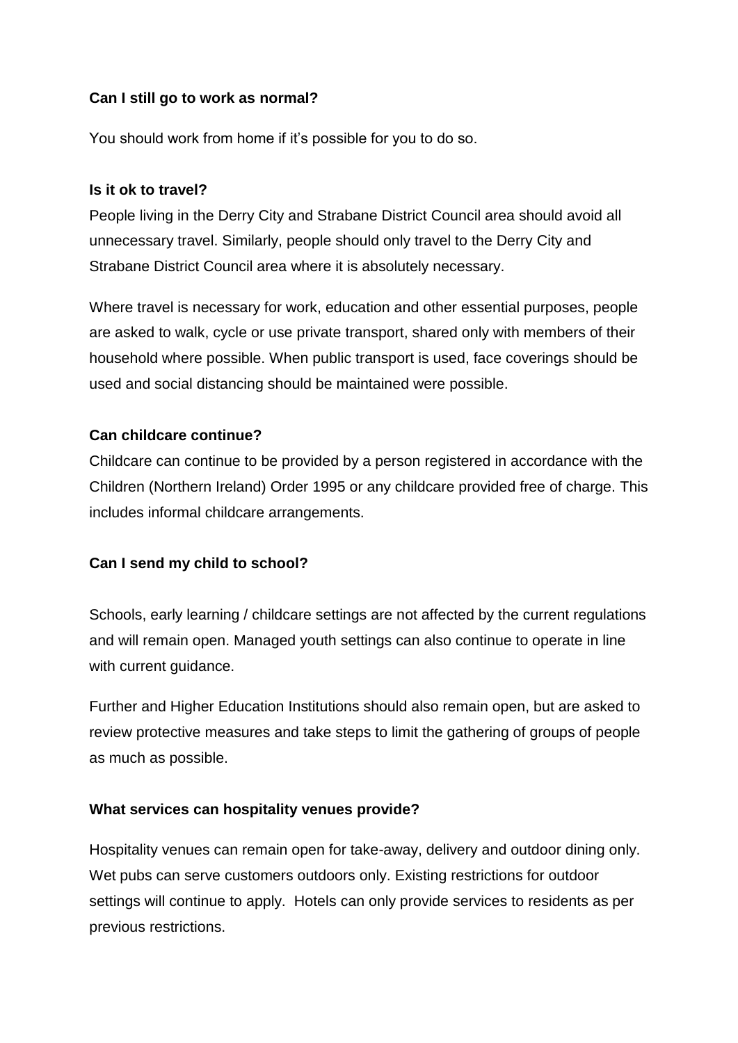**Can I still go to work as normal?**

You should work from home if it's possible for you to do so.

**Is it ok to travel?**

People living in the Derry City and Strabane District Council area should avoid all unnecessary travel. Similarly, people should only travel to the Derry City and Strabane District Council area where it is absolutely necessary.

Where travel is necessary for work, education and other essential purposes, people are asked to walk, cycle or use private transport, shared only with members of their household where possible. When public transport is used, face coverings should be used and social distancing should be maintained were possible.

**Can childcare continue?**

Childcare can continue to be provided by a person registered in accordance with the Children (Northern Ireland) Order 1995 or any childcare provided free of charge. This includes informal childcare arrangements.

**Can I send my child to school?**

Schools, early learning / childcare settings are not affected by the current regulations and will remain open. Managed youth settings can also continue to operate in line with current guidance.

Further and Higher Education Institutions should also remain open, but are asked to review protective measures and take steps to limit the gathering of groups of people as much as possible.

**What services can hospitality venues provide?**

Hospitality venues can remain open for take-away, delivery and outdoor dining only. Wet pubs can serve customers outdoors only. Existing restrictions for outdoor settings will continue to apply. Hotels can only provide services to residents as per previous restrictions.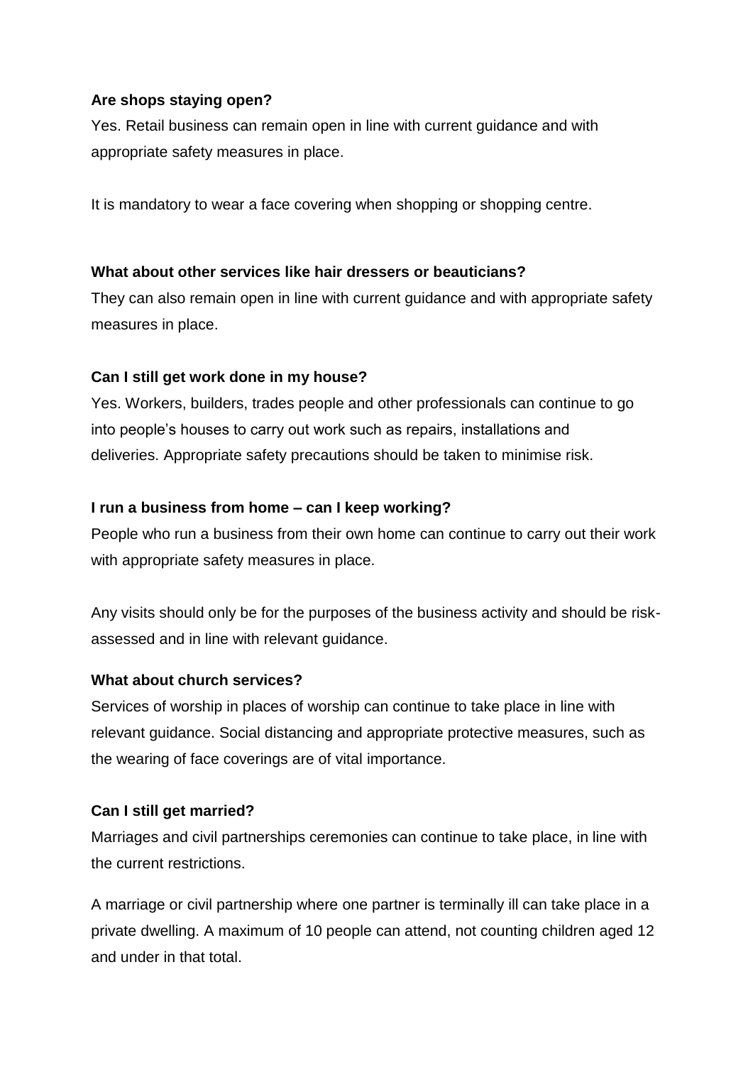**Are shops staying open?**

Yes. Retail business can remain open in line with current guidance and with appropriate safety measures in place.

It is mandatory to wear a face covering when shopping or shopping centre.

**What about other services like hair dressers or beauticians?**

They can also remain open in line with current guidance and with appropriate safety measures in place.

**Can I still get work done in my house?**

Yes. Workers, builders, trades people and other professionals can continue to go into people's houses to carry out work such as repairs, installations and deliveries. Appropriate safety precautions should be taken to minimise risk.

**I run a business from home – can I keep working?**

People who run a business from their own home can continue to carry out their work with appropriate safety measures in place.

Any visits should only be for the purposes of the business activity and should be risk-assessed and in line with relevant guidance.

**What about church services?**

Services of worship in places of worship can continue to take place in line with relevant guidance. Social distancing and appropriate protective measures, such as the wearing of face coverings are of vital importance.

**Can I still get married?**

Marriages and civil partnerships ceremonies can continue to take place, in line with the current restrictions.

A marriage or civil partnership where one partner is terminally ill can take place in a private dwelling. A maximum of 10 people can attend, not counting children aged 12 and under in that total.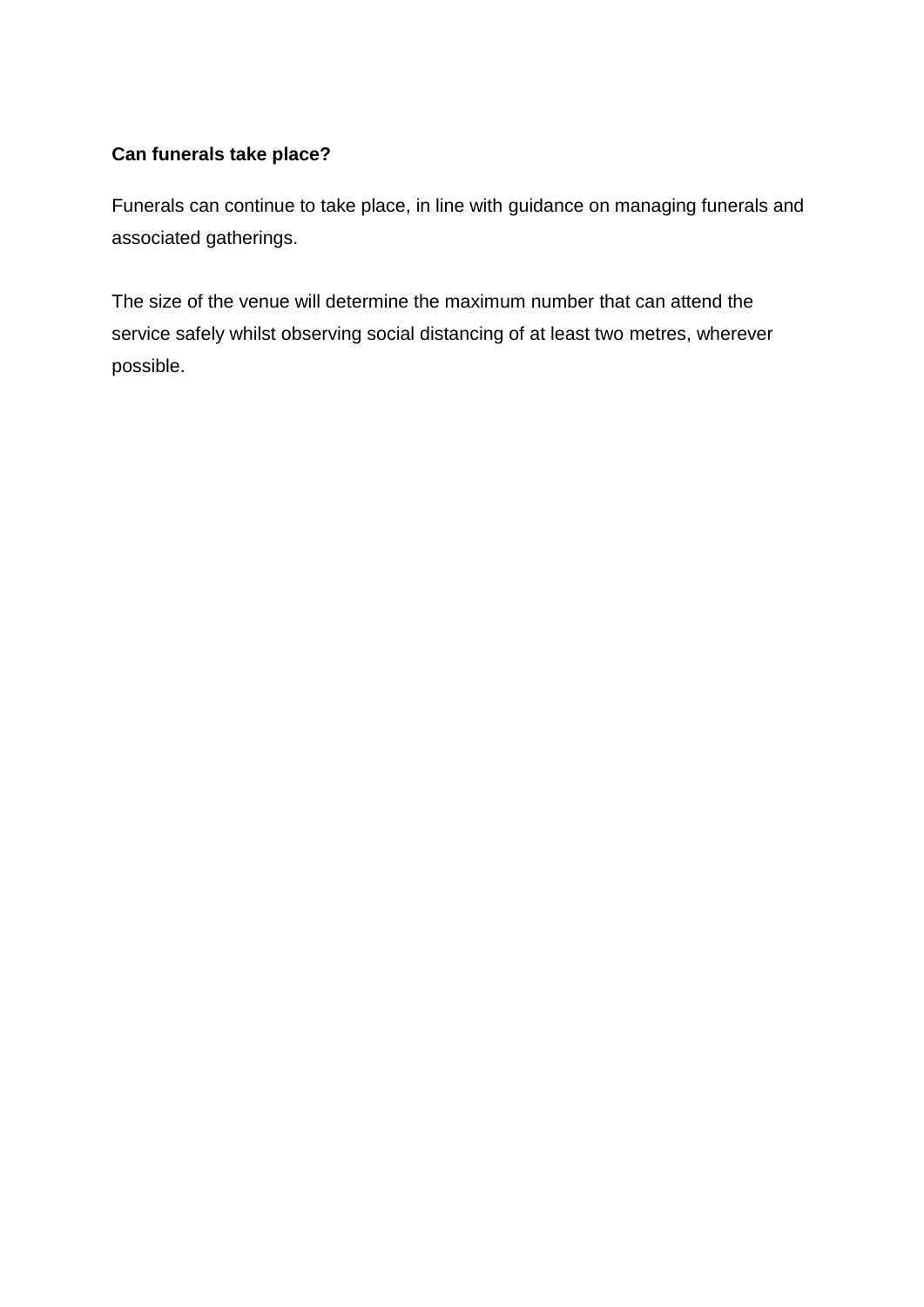**Can funerals take place?**

Funerals can continue to take place, in line with guidance on managing funerals and associated gatherings.

The size of the venue will determine the maximum number that can attend the service safely whilst observing social distancing of at least two metres, wherever possible.